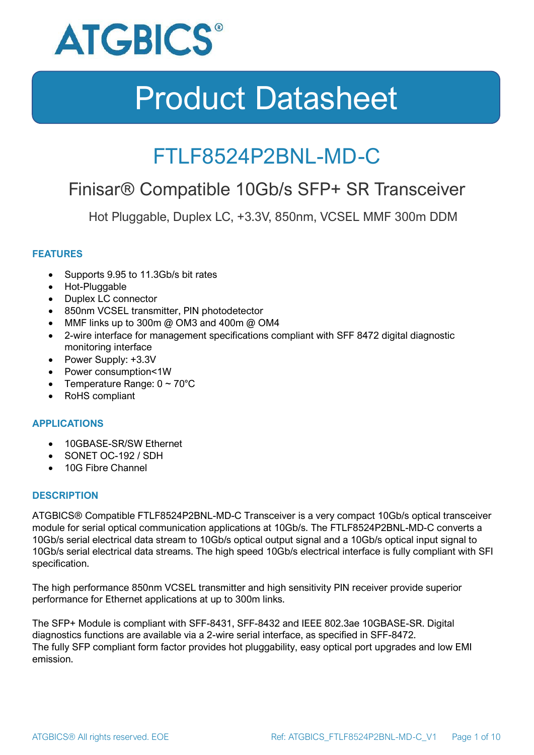ATGBICS®

# Product Datasheet

## FTLF8524P2BNL-MD-C

### Finisar® Compatible 10Gb/s SFP+ SR Transceiver

Hot Pluggable, Duplex LC, +3.3V, 850nm, VCSEL MMF 300m DDM

#### FEATURES

- Supports 9.95 to 11.3Gb/s bit rates
- Hot-Pluggable
- Duplex LC connector
- 850nm VCSEL transmitter, PIN photodetector
- MMF links up to 300m @ OM3 and 400m @ OM4
- 2-wire interface for management specifications compliant with SFF 8472 digital diagnostic monitoring interface
- Power Supply: +3.3V
- Power consumption<1W
- Temperature Range: 0 ~ 70°C
- RoHS compliant

#### APPLICATIONS

- 10GBASE-SR/SW Ethernet
- SONET OC-192 / SDH
- 10G Fibre Channel

#### DESCRIPTION

ATGBICS® Compatible FTLF8524P2BNL-MD-C Transceiver is a very compact 10Gb/s optical transceiver module for serial optical communication applications at 10Gb/s. The FTLF8524P2BNL-MD-C converts a 10Gb/s serial electrical data stream to 10Gb/s optical output signal and a 10Gb/s optical input signal to 10Gb/s serial electrical data streams. The high speed 10Gb/s electrical interface is fully compliant with SFI specification.

The high performance 850nm VCSEL transmitter and high sensitivity PIN receiver provide superior performance for Ethernet applications at up to 300m links.

The SFP+ Module is compliant with SFF-8431, SFF-8432 and IEEE 802.3ae 10GBASE-SR. Digital diagnostics functions are available via a 2-wire serial interface, as specified in SFF-8472.
The fully SFP compliant form factor provides hot pluggability, easy optical port upgrades and low EMI emission.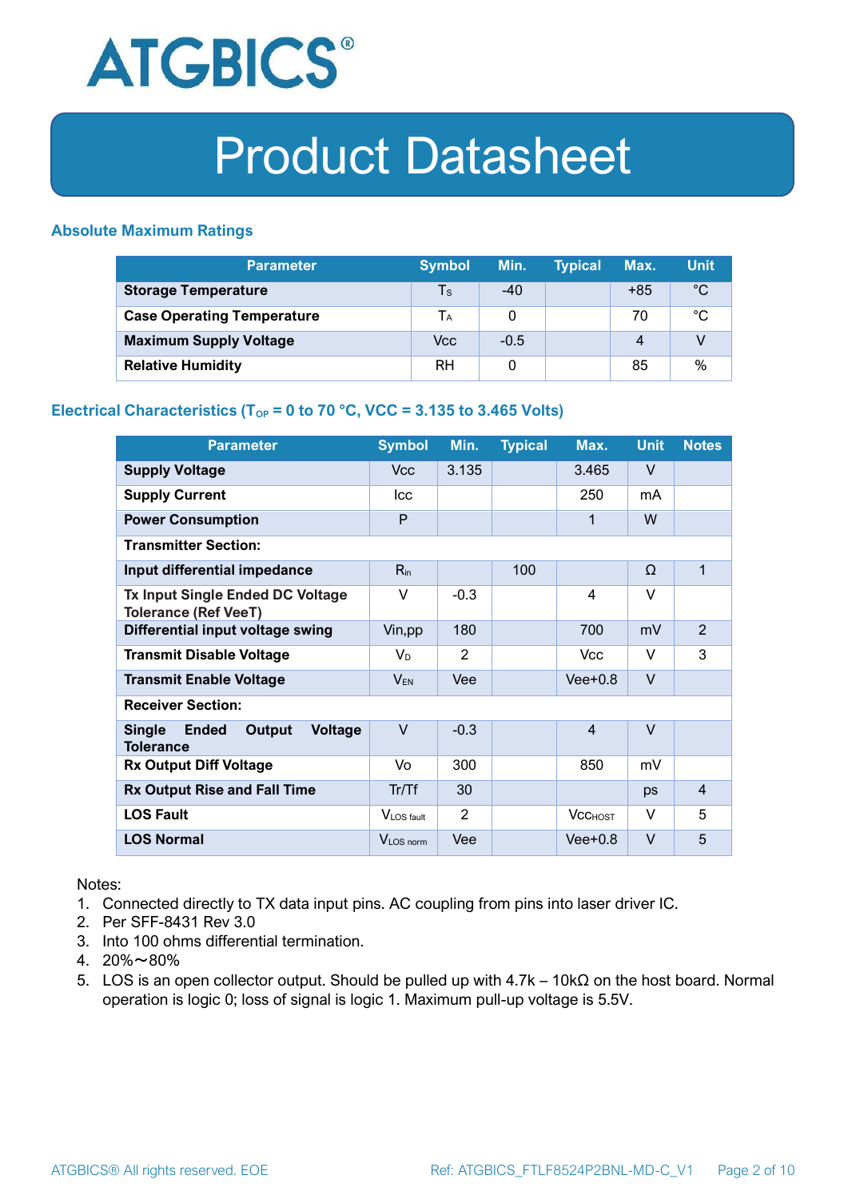# Product Datasheet

### Absolute Maximum Ratings

| Parameter | Symbol | Min. | Typical | Max. | Unit |
|---|---|---|---|---|---|
| **Storage Temperature** | $T_S$ | -40 | | +85 | °C |
| **Case Operating Temperature** | $T_A$ | 0 | | 70 | °C |
| **Maximum Supply Voltage** | Vcc | -0.5 | | 4 | V |
| **Relative Humidity** | RH | 0 | | 85 | % |

### Electrical Characteristics ($T_{OP}$ = 0 to 70 °C, VCC = 3.135 to 3.465 Volts)

| Parameter | Symbol | Min. | Typical | Max. | Unit | Notes |
|---|---|---|---|---|---|---|
| **Supply Voltage** | Vcc | 3.135 | | 3.465 | V | |
| **Supply Current** | Icc | | | 250 | mA | |
| **Power Consumption** | P | | | 1 | W | |
| **Transmitter Section:** | | | | | | |
| **Input differential impedance** | $R_{in}$ | | 100 | | Ω | 1 |
| **Tx Input Single Ended DC Voltage Tolerance (Ref VeeT)** | V | -0.3 | | 4 | V | |
| **Differential input voltage swing** | Vin,pp | 180 | | 700 | mV | 2 |
| **Transmit Disable Voltage** | $V_D$ | 2 | | Vcc | V | 3 |
| **Transmit Enable Voltage** | $V_{EN}$ | Vee | | Vee+0.8 | V | |
| **Receiver Section:** | | | | | | |
| **Single Ended Output Voltage Tolerance** | V | -0.3 | | 4 | V | |
| **Rx Output Diff Voltage** | Vo | 300 | | 850 | mV | |
| **Rx Output Rise and Fall Time** | Tr/Tf | 30 | | | ps | 4 |
| **LOS Fault** | $V_{LOS\ fault}$ | 2 | | $Vcc_{HOST}$ | V | 5 |
| **LOS Normal** | $V_{LOS\ norm}$ | Vee | | Vee+0.8 | V | 5 |

Notes:
1. Connected directly to TX data input pins. AC coupling from pins into laser driver IC.
2. Per SFF-8431 Rev 3.0
3. Into 100 ohms differential termination.
4. 20%～80%
5. LOS is an open collector output. Should be pulled up with 4.7k – 10kΩ on the host board. Normal operation is logic 0; loss of signal is logic 1. Maximum pull-up voltage is 5.5V.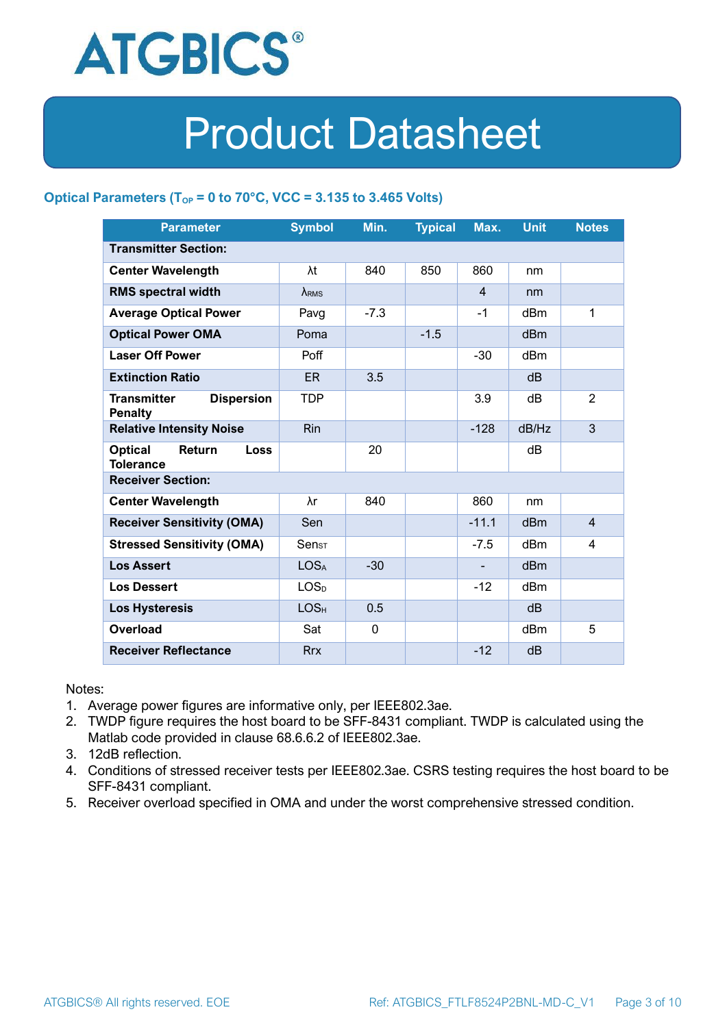## Optical Parameters ($T_{OP}$ = 0 to 70°C, VCC = 3.135 to 3.465 Volts)

| Parameter | Symbol | Min. | Typical | Max. | Unit | Notes |
|---|---|---|---|---|---|---|
| **Transmitter Section:** | | | | | | |
| **Center Wavelength** | λt | 840 | 850 | 860 | nm | |
| **RMS spectral width** | $\lambda_{RMS}$ | | | 4 | nm | |
| **Average Optical Power** | Pavg | -7.3 | | -1 | dBm | 1 |
| **Optical Power OMA** | Poma | | -1.5 | | dBm | |
| **Laser Off Power** | Poff | | | -30 | dBm | |
| **Extinction Ratio** | ER | 3.5 | | | dB | |
| **Transmitter Dispersion Penalty** | TDP | | | 3.9 | dB | 2 |
| **Relative Intensity Noise** | Rin | | | -128 | dB/Hz | 3 |
| **Optical Return Loss Tolerance** | | 20 | | | dB | |
| **Receiver Section:** | | | | | | |
| **Center Wavelength** | λr | 840 | | 860 | nm | |
| **Receiver Sensitivity (OMA)** | Sen | | | -11.1 | dBm | 4 |
| **Stressed Sensitivity (OMA)** | $Sen_{ST}$ | | | -7.5 | dBm | 4 |
| **Los Assert** | $LOS_A$ | -30 | | - | dBm | |
| **Los Dessert** | $LOS_D$ | | | -12 | dBm | |
| **Los Hysteresis** | $LOS_H$ | 0.5 | | | dB | |
| **Overload** | Sat | 0 | | | dBm | 5 |
| **Receiver Reflectance** | Rrx | | | -12 | dB | |

Notes:

1. Average power figures are informative only, per IEEE802.3ae.
2. TWDP figure requires the host board to be SFF-8431 compliant. TWDP is calculated using the Matlab code provided in clause 68.6.6.2 of IEEE802.3ae.
3. 12dB reflection.
4. Conditions of stressed receiver tests per IEEE802.3ae. CSRS testing requires the host board to be SFF-8431 compliant.
5. Receiver overload specified in OMA and under the worst comprehensive stressed condition.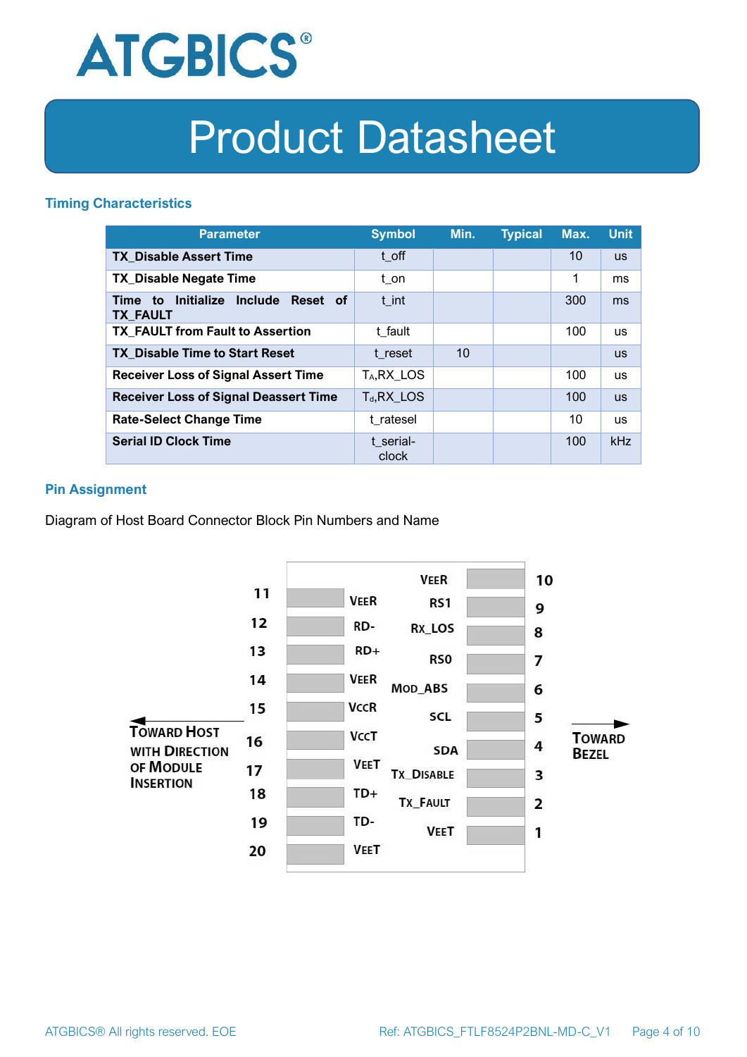## Timing Characteristics

| Parameter | Symbol | Min. | Typical | Max. | Unit |
|---|---|---|---|---|---|
| **TX_Disable Assert Time** | t_off | | | 10 | us |
| **TX_Disable Negate Time** | t_on | | | 1 | ms |
| **Time to Initialize Include Reset of TX_FAULT** | t_int | | | 300 | ms |
| **TX_FAULT from Fault to Assertion** | t_fault | | | 100 | us |
| **TX_Disable Time to Start Reset** | t_reset | 10 | | | us |
| **Receiver Loss of Signal Assert Time** | $T_A$,RX_LOS | | | 100 | us |
| **Receiver Loss of Signal Deassert Time** | $T_d$,RX_LOS | | | 100 | us |
| **Rate-Select Change Time** | t_ratesel | | | 10 | us |
| **Serial ID Clock Time** | t_serial-clock | | | 100 | kHz |

## Pin Assignment

Diagram of Host Board Connector Block Pin Numbers and Name

| Pin | Name | Pin | Name |
|---|---|---|---|
| 11 | VEER | 10 | VEER |
| 12 | RD- | 9 | RS1 |
| 13 | RD+ | 8 | RX_LOS |
| 14 | VEER | 7 | RS0 |
| 15 | VCCR | 6 | MOD_ABS |
| 16 | VCCT | 5 | SCL |
| 17 | VEET | 4 | SDA |
| 18 | TD+ | 3 | TX_DISABLE |
| 19 | TD- | 2 | TX_FAULT |
| 20 | VEET | 1 | VEET |

← TOWARD HOST WITH DIRECTION OF MODULE INSERTION

TOWARD BEZEL →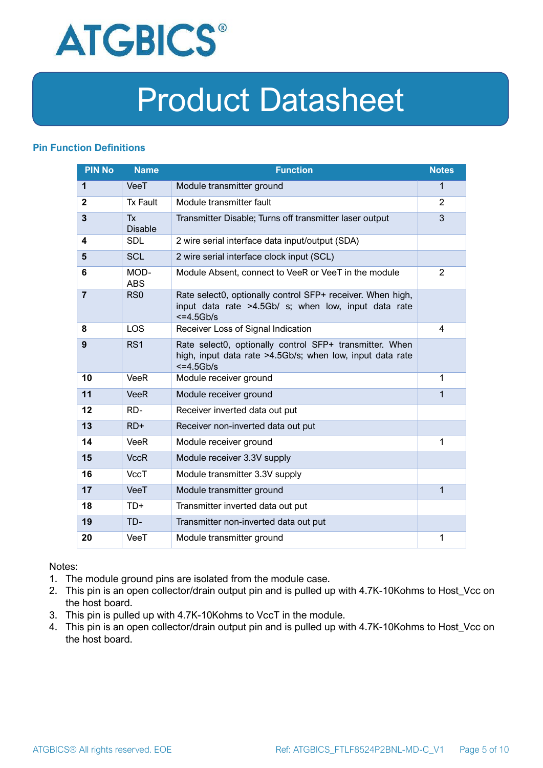## Pin Function Definitions

| PIN No | Name | Function | Notes |
|---|---|---|---|
| **1** | VeeT | Module transmitter ground | 1 |
| **2** | Tx Fault | Module transmitter fault | 2 |
| **3** | Tx Disable | Transmitter Disable; Turns off transmitter laser output | 3 |
| **4** | SDL | 2 wire serial interface data input/output (SDA) | |
| **5** | SCL | 2 wire serial interface clock input (SCL) | |
| **6** | MOD-ABS | Module Absent, connect to VeeR or VeeT in the module | 2 |
| **7** | RS0 | Rate select0, optionally control SFP+ receiver. When high, input data rate >4.5Gb/ s; when low, input data rate <=4.5Gb/s | |
| **8** | LOS | Receiver Loss of Signal Indication | 4 |
| **9** | RS1 | Rate select0, optionally control SFP+ transmitter. When high, input data rate >4.5Gb/s; when low, input data rate <=4.5Gb/s | |
| **10** | VeeR | Module receiver ground | 1 |
| **11** | VeeR | Module receiver ground | 1 |
| **12** | RD- | Receiver inverted data out put | |
| **13** | RD+ | Receiver non-inverted data out put | |
| **14** | VeeR | Module receiver ground | 1 |
| **15** | VccR | Module receiver 3.3V supply | |
| **16** | VccT | Module transmitter 3.3V supply | |
| **17** | VeeT | Module transmitter ground | 1 |
| **18** | TD+ | Transmitter inverted data out put | |
| **19** | TD- | Transmitter non-inverted data out put | |
| **20** | VeeT | Module transmitter ground | 1 |

Notes:
1. The module ground pins are isolated from the module case.
2. This pin is an open collector/drain output pin and is pulled up with 4.7K-10Kohms to Host_Vcc on the host board.
3. This pin is pulled up with 4.7K-10Kohms to VccT in the module.
4. This pin is an open collector/drain output pin and is pulled up with 4.7K-10Kohms to Host_Vcc on the host board.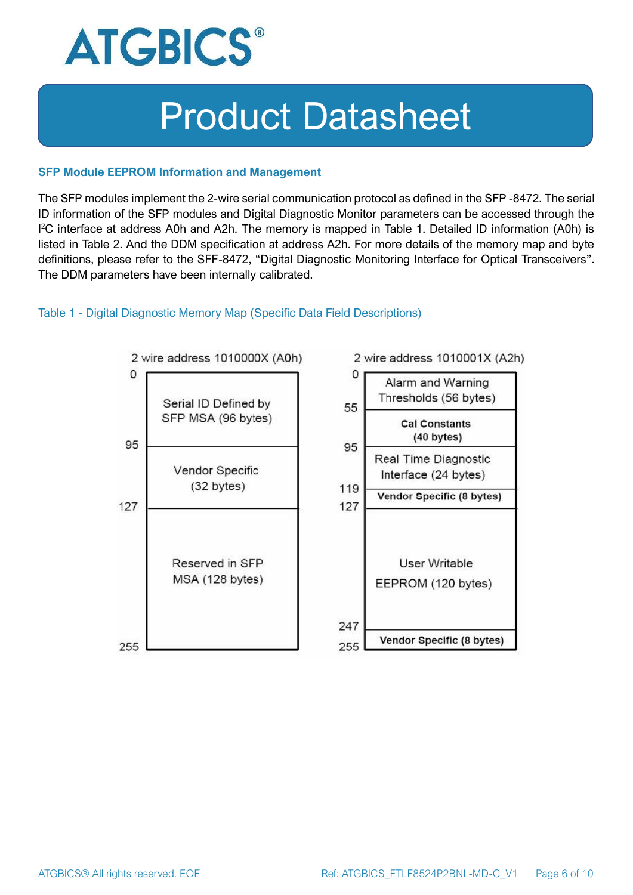## SFP Module EEPROM Information and Management

The SFP modules implement the 2-wire serial communication protocol as defined in the SFP -8472. The serial ID information of the SFP modules and Digital Diagnostic Monitor parameters can be accessed through the I²C interface at address A0h and A2h. The memory is mapped in Table 1. Detailed ID information (A0h) is listed in Table 2. And the DDM specification at address A2h. For more details of the memory map and byte definitions, please refer to the SFF-8472, "Digital Diagnostic Monitoring Interface for Optical Transceivers". The DDM parameters have been internally calibrated.

Table 1 - Digital Diagnostic Memory Map (Specific Data Field Descriptions)

**2 wire address 1010000X (A0h)**

| Address | Content |
|---|---|
| 0 – 95 | Serial ID Defined by SFP MSA (96 bytes) |
| 95 – 127 | Vendor Specific (32 bytes) |
| 127 – 255 | Reserved in SFP MSA (128 bytes) |

**2 wire address 1010001X (A2h)**

| Address | Content |
|---|---|
| 0 – 55 | Alarm and Warning Thresholds (56 bytes) |
| 55 – 95 | Cal Constants (40 bytes) |
| 95 – 119 | Real Time Diagnostic Interface (24 bytes) |
| 119 – 127 | Vendor Specific (8 bytes) |
| 127 – 247 | User Writable EEPROM (120 bytes) |
| 247 – 255 | Vendor Specific (8 bytes) |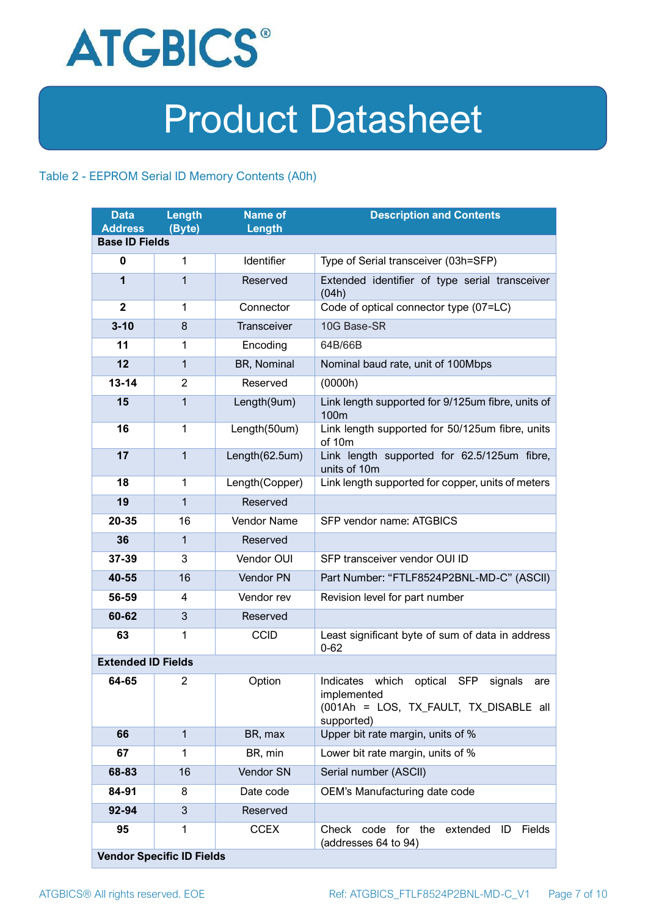Table 2 - EEPROM Serial ID Memory Contents (A0h)

| Data Address | Length (Byte) | Name of Length | Description and Contents |
|---|---|---|---|
| **Base ID Fields** | | | |
| **0** | 1 | Identifier | Type of Serial transceiver (03h=SFP) |
| **1** | 1 | Reserved | Extended identifier of type serial transceiver (04h) |
| **2** | 1 | Connector | Code of optical connector type (07=LC) |
| **3-10** | 8 | Transceiver | 10G Base-SR |
| **11** | 1 | Encoding | 64B/66B |
| **12** | 1 | BR, Nominal | Nominal baud rate, unit of 100Mbps |
| **13-14** | 2 | Reserved | (0000h) |
| **15** | 1 | Length(9um) | Link length supported for 9/125um fibre, units of 100m |
| **16** | 1 | Length(50um) | Link length supported for 50/125um fibre, units of 10m |
| **17** | 1 | Length(62.5um) | Link length supported for 62.5/125um fibre, units of 10m |
| **18** | 1 | Length(Copper) | Link length supported for copper, units of meters |
| **19** | 1 | Reserved | |
| **20-35** | 16 | Vendor Name | SFP vendor name: ATGBICS |
| **36** | 1 | Reserved | |
| **37-39** | 3 | Vendor OUI | SFP transceiver vendor OUI ID |
| **40-55** | 16 | Vendor PN | Part Number: "FTLF8524P2BNL-MD-C" (ASCII) |
| **56-59** | 4 | Vendor rev | Revision level for part number |
| **60-62** | 3 | Reserved | |
| **63** | 1 | CCID | Least significant byte of sum of data in address 0-62 |
| **Extended ID Fields** | | | |
| **64-65** | 2 | Option | Indicates which optical SFP signals are implemented (001Ah = LOS, TX_FAULT, TX_DISABLE all supported) |
| **66** | 1 | BR, max | Upper bit rate margin, units of % |
| **67** | 1 | BR, min | Lower bit rate margin, units of % |
| **68-83** | 16 | Vendor SN | Serial number (ASCII) |
| **84-91** | 8 | Date code | OEM's Manufacturing date code |
| **92-94** | 3 | Reserved | |
| **95** | 1 | CCEX | Check code for the extended ID Fields (addresses 64 to 94) |
| **Vendor Specific ID Fields** | | | |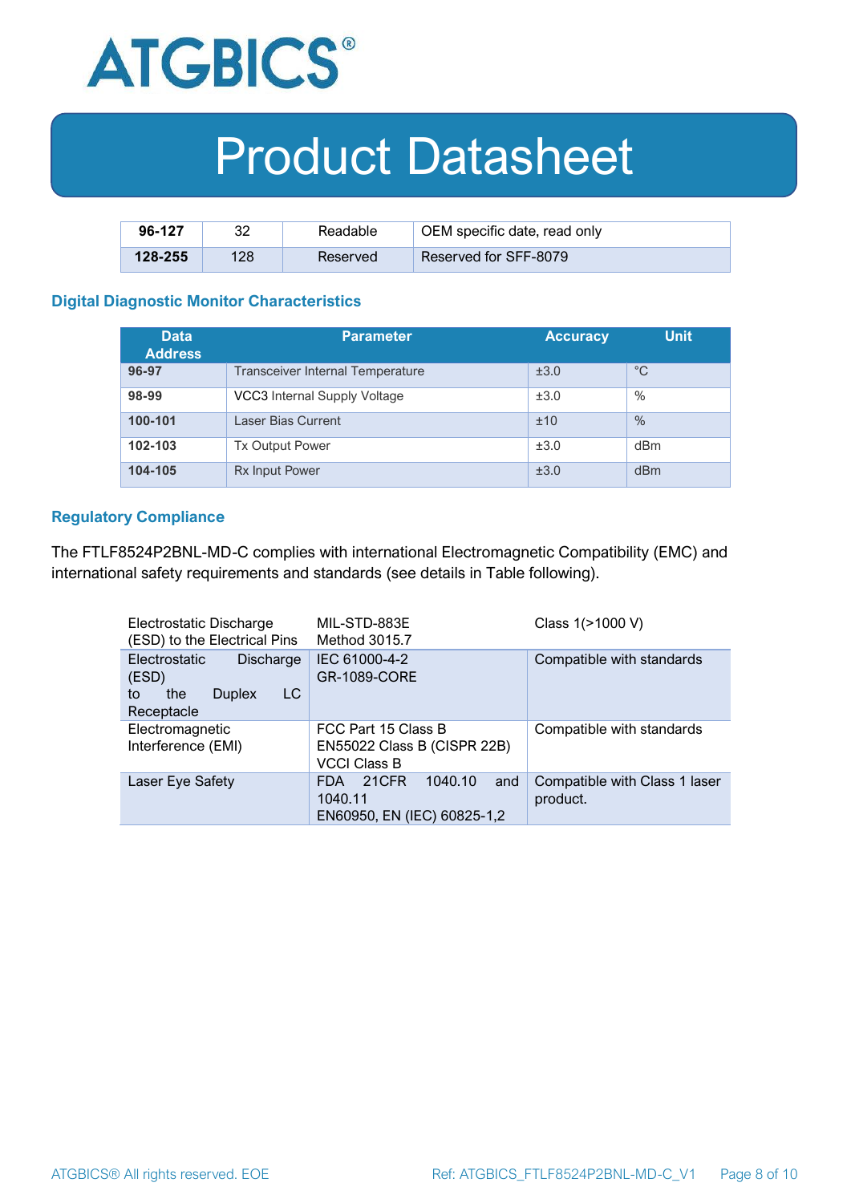| 96-127 | 32 | Readable | OEM specific date, read only |
|---|---|---|---|
| 128-255 | 128 | Reserved | Reserved for SFF-8079 |

### Digital Diagnostic Monitor Characteristics

| Data Address | Parameter | Accuracy | Unit |
|---|---|---|---|
| 96-97 | Transceiver Internal Temperature | ±3.0 | °C |
| 98-99 | VCC3 Internal Supply Voltage | ±3.0 | % |
| 100-101 | Laser Bias Current | ±10 | % |
| 102-103 | Tx Output Power | ±3.0 | dBm |
| 104-105 | Rx Input Power | ±3.0 | dBm |

### Regulatory Compliance

The FTLF8524P2BNL-MD-C complies with international Electromagnetic Compatibility (EMC) and international safety requirements and standards (see details in Table following).

| Electrostatic Discharge (ESD) to the Electrical Pins | MIL-STD-883E Method 3015.7 | Class 1(>1000 V) |
|---|---|---|
| Electrostatic Discharge (ESD) to the Duplex LC Receptacle | IEC 61000-4-2 GR-1089-CORE | Compatible with standards |
| Electromagnetic Interference (EMI) | FCC Part 15 Class B EN55022 Class B (CISPR 22B) VCCI Class B | Compatible with standards |
| Laser Eye Safety | FDA 21CFR 1040.10 and 1040.11 EN60950, EN (IEC) 60825-1,2 | Compatible with Class 1 laser product. |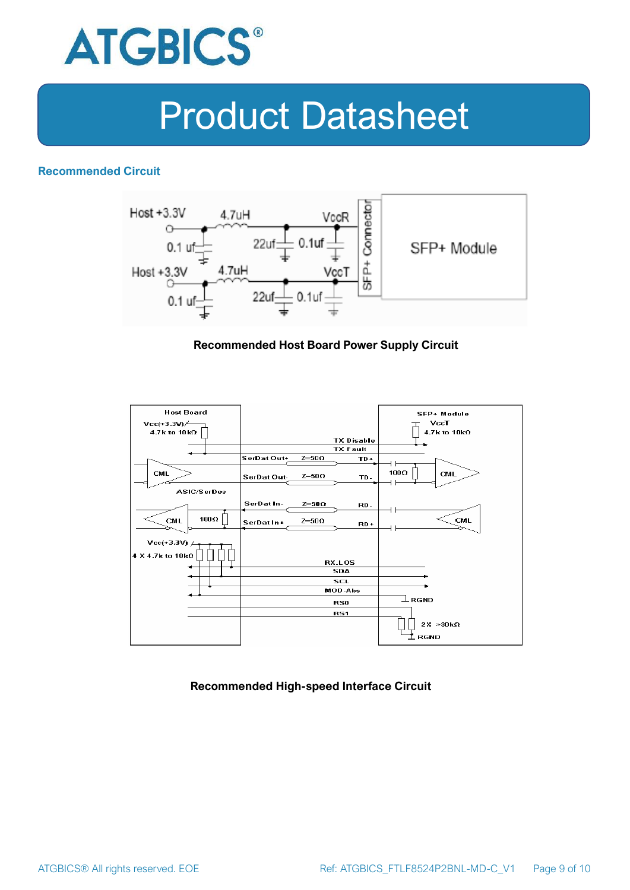## Recommended Circuit

**Recommended Host Board Power Supply Circuit**

**Recommended High-speed Interface Circuit**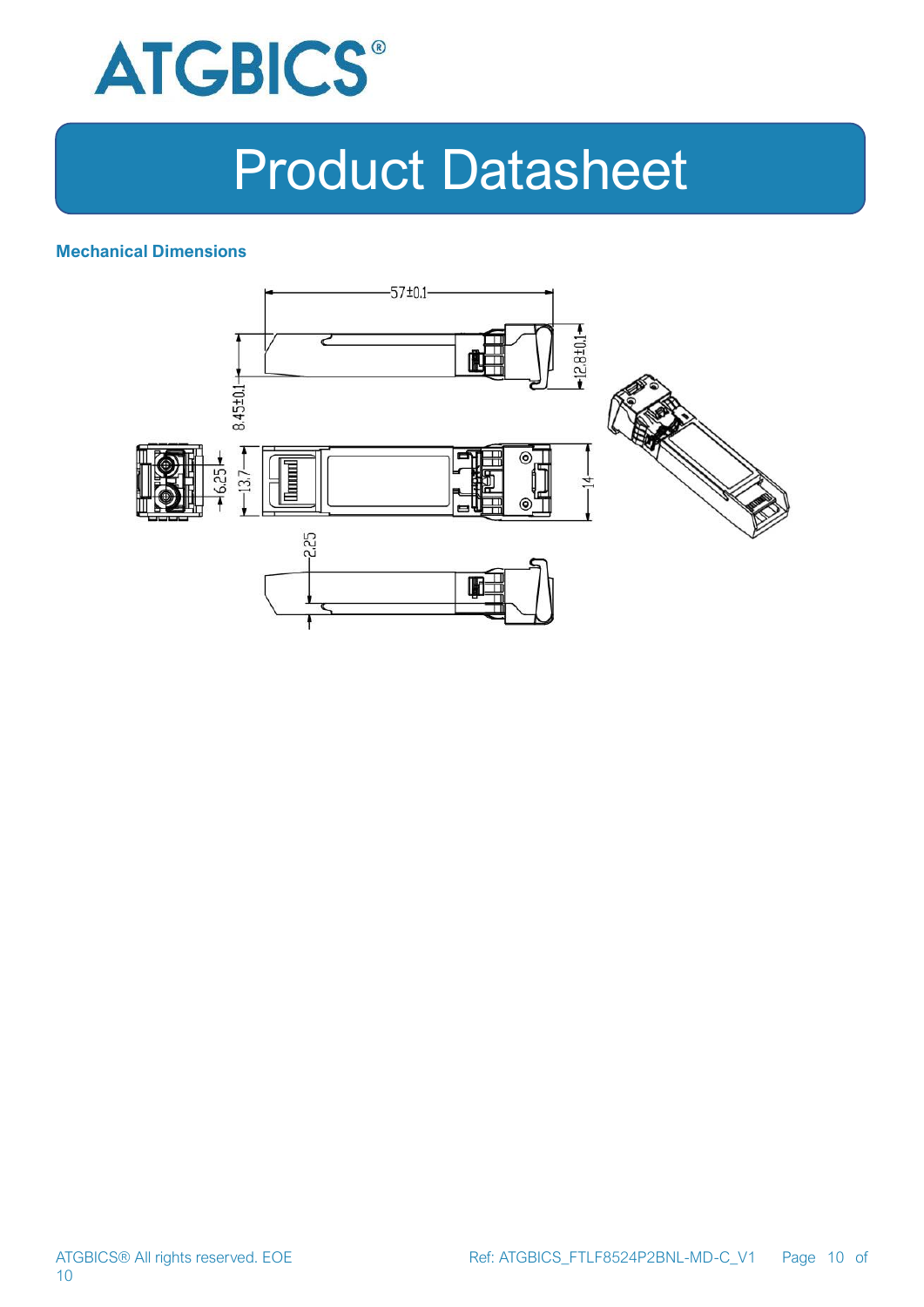# Product Datasheet

**Mechanical Dimensions**

57±0.1

12.8±0.1

8.45±0.1

6.25

13.7

14

2.25